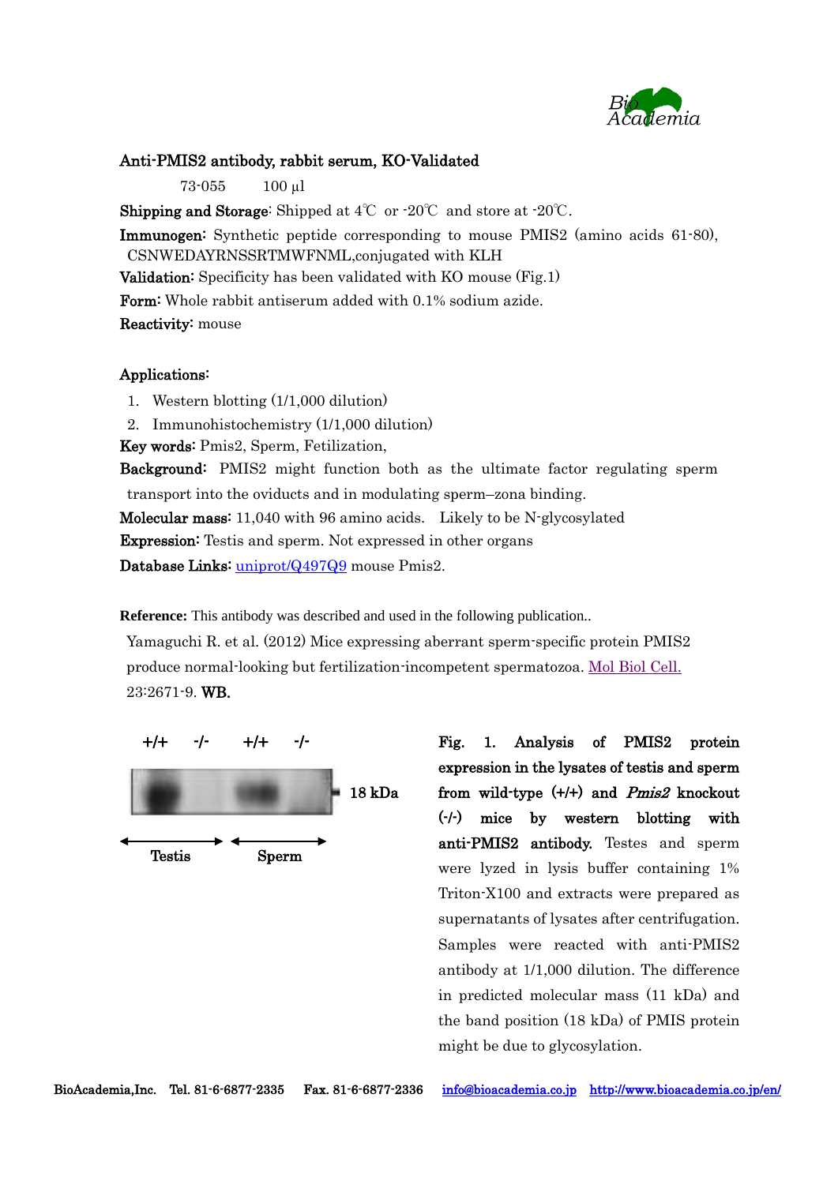## Anti-PMIS2 antibody, rabbit serum, KO-Validated

73-055 100 µl

**Shipping and Storage**: Shipped at 4℃ or -20℃ and store at -20℃.

**Immunogen:** Synthetic peptide corresponding to mouse PMIS2 (amino acids 61-80), CSNWEDAYRNSSRTMWFNML,conjugated with KLH

**Validation:** Specificity has been validated with KO mouse (Fig.1)

**Form:** Whole rabbit antiserum added with 0.1% sodium azide.

**Reactivity:** mouse

**Applications:**

1. Western blotting (1/1,000 dilution)
2. Immunohistochemistry (1/1,000 dilution)

**Key words**: Pmis2, Sperm, Fetilization,

**Background:** PMIS2 might function both as the ultimate factor regulating sperm transport into the oviducts and in modulating sperm–zona binding.

**Molecular mass:** 11,040 with 96 amino acids. Likely to be N-glycosylated

**Expression:** Testis and sperm. Not expressed in other organs

**Database Links:** uniprot/Q497Q9 mouse Pmis2.

**Reference:** This antibody was described and used in the following publication..

Yamaguchi R. et al. (2012) Mice expressing aberrant sperm-specific protein PMIS2 produce normal-looking but fertilization-incompetent spermatozoa. Mol Biol Cell. 23:2671-9. **WB.**

+/+ -/- +/+ -/-

18 kDa

Testis Sperm

**Fig. 1. Analysis of PMIS2 protein expression in the lysates of testis and sperm from wild-type (+/+) and *Pmis2* knockout (-/-) mice by western blotting with anti-PMIS2 antibody.** Testes and sperm were lyzed in lysis buffer containing 1% Triton-X100 and extracts were prepared as supernatants of lysates after centrifugation. Samples were reacted with anti-PMIS2 antibody at 1/1,000 dilution. The difference in predicted molecular mass (11 kDa) and the band position (18 kDa) of PMIS protein might be due to glycosylation.

BioAcademia,Inc. Tel. 81-6-6877-2335 Fax. 81-6-6877-2336 info@bioacademia.co.jp http://www.bioacademia.co.jp/en/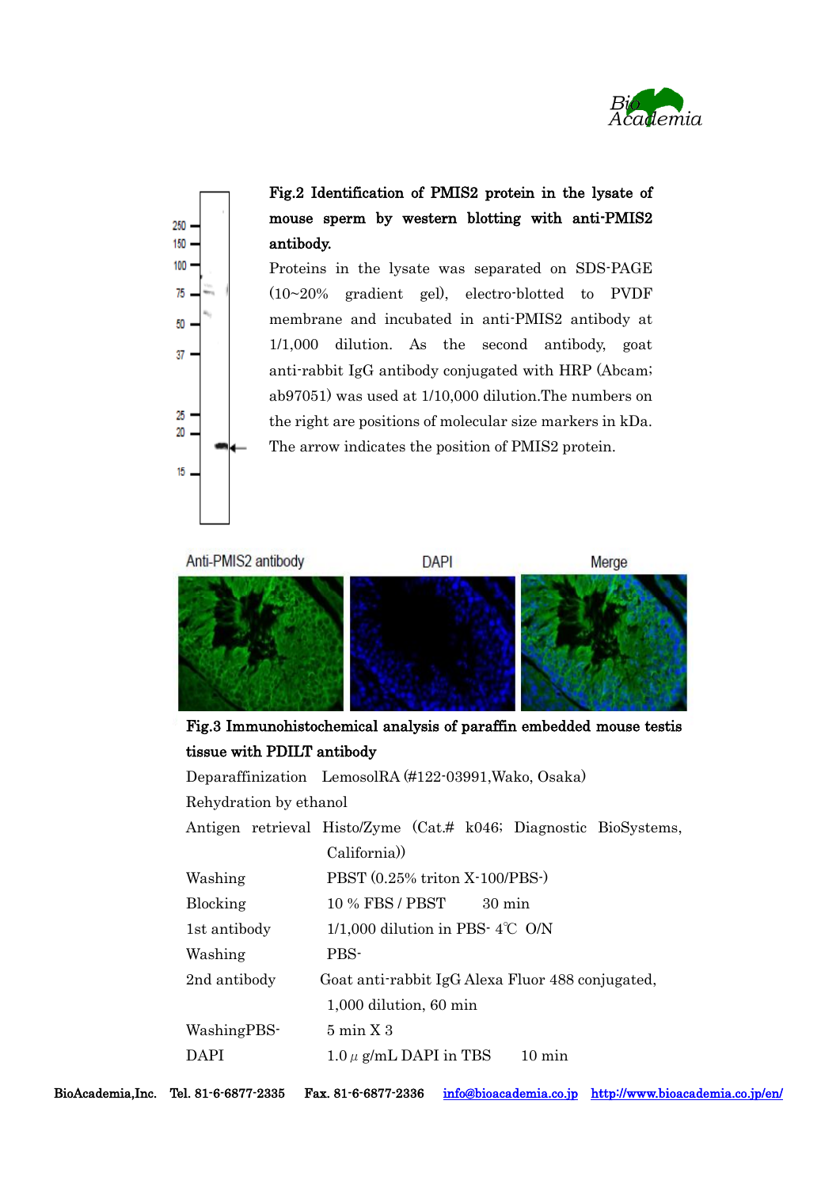250
150
100
75
50
37
25
20
15

**Fig.2 Identification of PMIS2 protein in the lysate of mouse sperm by western blotting with anti-PMIS2 antibody.**

Proteins in the lysate was separated on SDS-PAGE (10~20% gradient gel), electro-blotted to PVDF membrane and incubated in anti-PMIS2 antibody at 1/1,000 dilution. As the second antibody, goat anti-rabbit IgG antibody conjugated with HRP (Abcam; ab97051) was used at 1/10,000 dilution.The numbers on the right are positions of molecular size markers in kDa. The arrow indicates the position of PMIS2 protein.

Anti-PMIS2 antibody

DAPI

Merge

**Fig.3 Immunohistochemical analysis of paraffin embedded mouse testis tissue with PDILT antibody**

| | |
|---|---|
| Deparaffinization | LemosolRA (#122-03991,Wako, Osaka) |
| Rehydration by ethanol | |
| Antigen retrieval | Histo/Zyme (Cat.# k046; Diagnostic BioSystems, California)) |
| Washing | PBST (0.25% triton X-100/PBS-) |
| Blocking | 10 % FBS / PBST 30 min |
| 1st antibody | 1/1,000 dilution in PBS- 4℃ O/N |
| Washing | PBS- |
| 2nd antibody | Goat anti-rabbit IgG Alexa Fluor 488 conjugated, 1,000 dilution, 60 min |
| WashingPBS- | 5 min X 3 |
| DAPI | 1.0 $\mu$ g/mL DAPI in TBS 10 min |